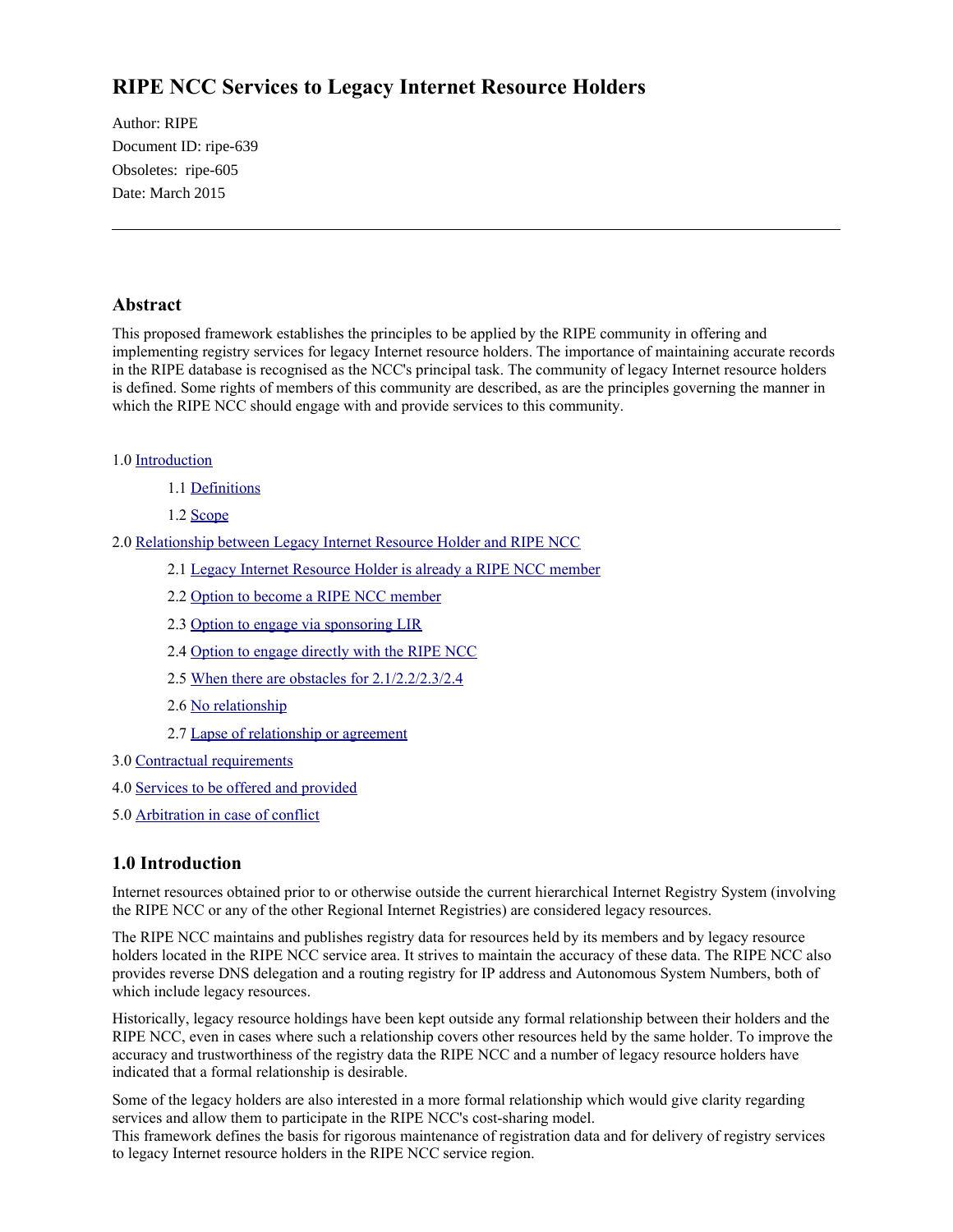# RIPE NCC Services to Legacy Internet Resource Holders

Author: RIPE  
Document ID: ripe-639  
Obsoletes: ripe-605  
Date: March 2015

---

## Abstract

This proposed framework establishes the principles to be applied by the RIPE community in offering and implementing registry services for legacy Internet resource holders. The importance of maintaining accurate records in the RIPE database is recognised as the NCC's principal task. The community of legacy Internet resource holders is defined. Some rights of members of this community are described, as are the principles governing the manner in which the RIPE NCC should engage with and provide services to this community.

1.0 Introduction

- 1.1 Definitions
- 1.2 Scope

2.0 Relationship between Legacy Internet Resource Holder and RIPE NCC

- 2.1 Legacy Internet Resource Holder is already a RIPE NCC member
- 2.2 Option to become a RIPE NCC member
- 2.3 Option to engage via sponsoring LIR
- 2.4 Option to engage directly with the RIPE NCC
- 2.5 When there are obstacles for 2.1/2.2/2.3/2.4
- 2.6 No relationship
- 2.7 Lapse of relationship or agreement

3.0 Contractual requirements

4.0 Services to be offered and provided

5.0 Arbitration in case of conflict

## 1.0 Introduction

Internet resources obtained prior to or otherwise outside the current hierarchical Internet Registry System (involving the RIPE NCC or any of the other Regional Internet Registries) are considered legacy resources.

The RIPE NCC maintains and publishes registry data for resources held by its members and by legacy resource holders located in the RIPE NCC service area. It strives to maintain the accuracy of these data. The RIPE NCC also provides reverse DNS delegation and a routing registry for IP address and Autonomous System Numbers, both of which include legacy resources.

Historically, legacy resource holdings have been kept outside any formal relationship between their holders and the RIPE NCC, even in cases where such a relationship covers other resources held by the same holder. To improve the accuracy and trustworthiness of the registry data the RIPE NCC and a number of legacy resource holders have indicated that a formal relationship is desirable.

Some of the legacy holders are also interested in a more formal relationship which would give clarity regarding services and allow them to participate in the RIPE NCC's cost-sharing model.  
This framework defines the basis for rigorous maintenance of registration data and for delivery of registry services to legacy Internet resource holders in the RIPE NCC service region.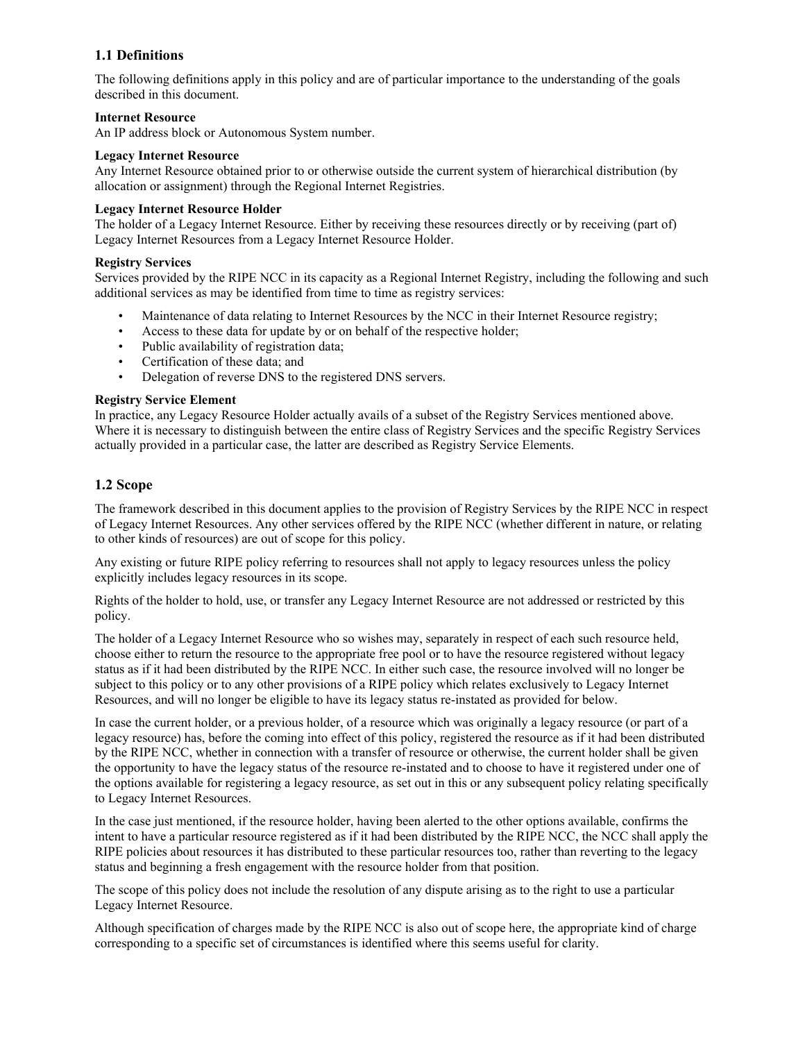### 1.1 Definitions

The following definitions apply in this policy and are of particular importance to the understanding of the goals described in this document.

**Internet Resource**
An IP address block or Autonomous System number.

**Legacy Internet Resource**
Any Internet Resource obtained prior to or otherwise outside the current system of hierarchical distribution (by allocation or assignment) through the Regional Internet Registries.

**Legacy Internet Resource Holder**
The holder of a Legacy Internet Resource. Either by receiving these resources directly or by receiving (part of) Legacy Internet Resources from a Legacy Internet Resource Holder.

**Registry Services**
Services provided by the RIPE NCC in its capacity as a Regional Internet Registry, including the following and such additional services as may be identified from time to time as registry services:

- Maintenance of data relating to Internet Resources by the NCC in their Internet Resource registry;
- Access to these data for update by or on behalf of the respective holder;
- Public availability of registration data;
- Certification of these data; and
- Delegation of reverse DNS to the registered DNS servers.

**Registry Service Element**
In practice, any Legacy Resource Holder actually avails of a subset of the Registry Services mentioned above. Where it is necessary to distinguish between the entire class of Registry Services and the specific Registry Services actually provided in a particular case, the latter are described as Registry Service Elements.

### 1.2 Scope

The framework described in this document applies to the provision of Registry Services by the RIPE NCC in respect of Legacy Internet Resources. Any other services offered by the RIPE NCC (whether different in nature, or relating to other kinds of resources) are out of scope for this policy.

Any existing or future RIPE policy referring to resources shall not apply to legacy resources unless the policy explicitly includes legacy resources in its scope.

Rights of the holder to hold, use, or transfer any Legacy Internet Resource are not addressed or restricted by this policy.

The holder of a Legacy Internet Resource who so wishes may, separately in respect of each such resource held, choose either to return the resource to the appropriate free pool or to have the resource registered without legacy status as if it had been distributed by the RIPE NCC. In either such case, the resource involved will no longer be subject to this policy or to any other provisions of a RIPE policy which relates exclusively to Legacy Internet Resources, and will no longer be eligible to have its legacy status re-instated as provided for below.

In case the current holder, or a previous holder, of a resource which was originally a legacy resource (or part of a legacy resource) has, before the coming into effect of this policy, registered the resource as if it had been distributed by the RIPE NCC, whether in connection with a transfer of resource or otherwise, the current holder shall be given the opportunity to have the legacy status of the resource re-instated and to choose to have it registered under one of the options available for registering a legacy resource, as set out in this or any subsequent policy relating specifically to Legacy Internet Resources.

In the case just mentioned, if the resource holder, having been alerted to the other options available, confirms the intent to have a particular resource registered as if it had been distributed by the RIPE NCC, the NCC shall apply the RIPE policies about resources it has distributed to these particular resources too, rather than reverting to the legacy status and beginning a fresh engagement with the resource holder from that position.

The scope of this policy does not include the resolution of any dispute arising as to the right to use a particular Legacy Internet Resource.

Although specification of charges made by the RIPE NCC is also out of scope here, the appropriate kind of charge corresponding to a specific set of circumstances is identified where this seems useful for clarity.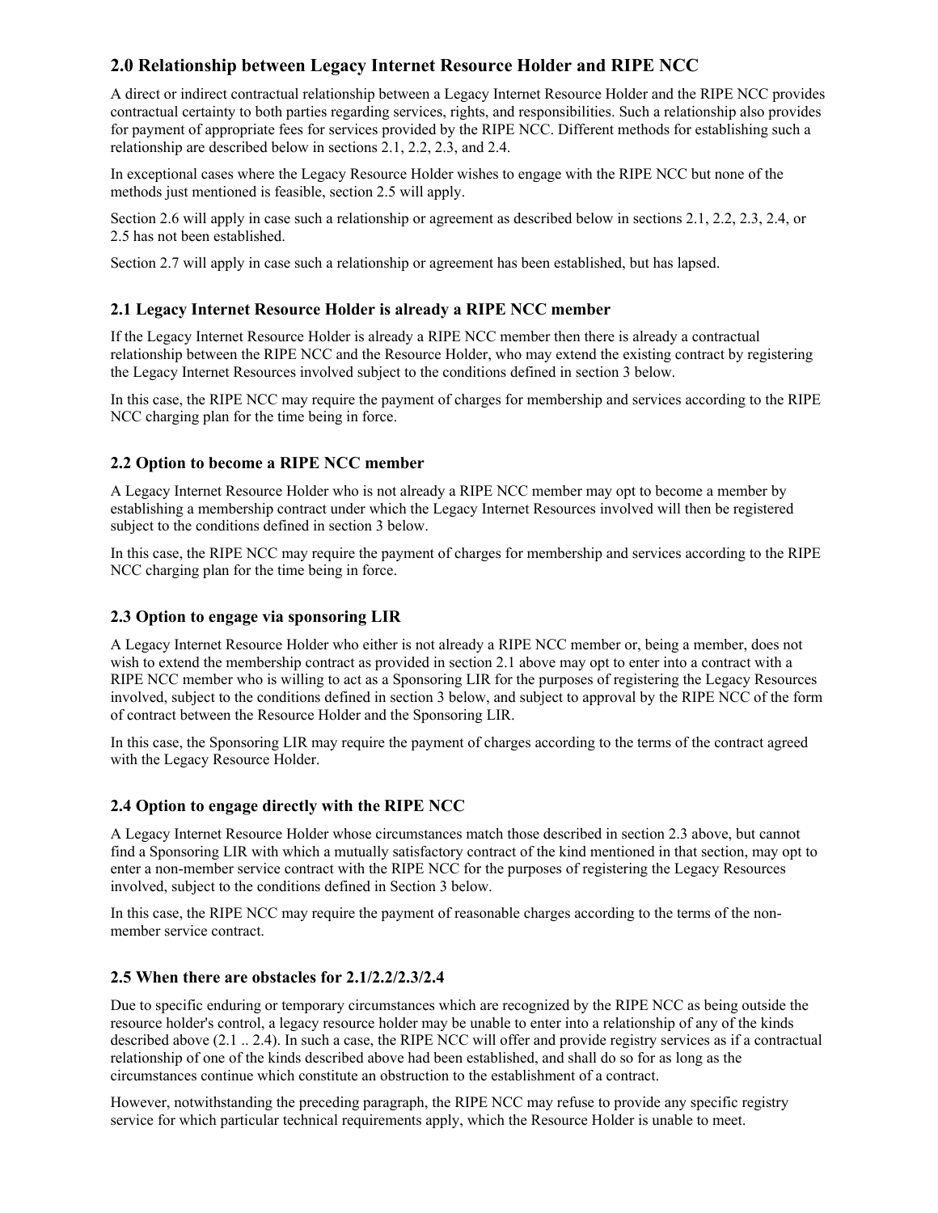## 2.0 Relationship between Legacy Internet Resource Holder and RIPE NCC

A direct or indirect contractual relationship between a Legacy Internet Resource Holder and the RIPE NCC provides contractual certainty to both parties regarding services, rights, and responsibilities. Such a relationship also provides for payment of appropriate fees for services provided by the RIPE NCC. Different methods for establishing such a relationship are described below in sections 2.1, 2.2, 2.3, and 2.4.

In exceptional cases where the Legacy Resource Holder wishes to engage with the RIPE NCC but none of the methods just mentioned is feasible, section 2.5 will apply.

Section 2.6 will apply in case such a relationship or agreement as described below in sections 2.1, 2.2, 2.3, 2.4, or 2.5 has not been established.

Section 2.7 will apply in case such a relationship or agreement has been established, but has lapsed.

### 2.1 Legacy Internet Resource Holder is already a RIPE NCC member

If the Legacy Internet Resource Holder is already a RIPE NCC member then there is already a contractual relationship between the RIPE NCC and the Resource Holder, who may extend the existing contract by registering the Legacy Internet Resources involved subject to the conditions defined in section 3 below.

In this case, the RIPE NCC may require the payment of charges for membership and services according to the RIPE NCC charging plan for the time being in force.

### 2.2 Option to become a RIPE NCC member

A Legacy Internet Resource Holder who is not already a RIPE NCC member may opt to become a member by establishing a membership contract under which the Legacy Internet Resources involved will then be registered subject to the conditions defined in section 3 below.

In this case, the RIPE NCC may require the payment of charges for membership and services according to the RIPE NCC charging plan for the time being in force.

### 2.3 Option to engage via sponsoring LIR

A Legacy Internet Resource Holder who either is not already a RIPE NCC member or, being a member, does not wish to extend the membership contract as provided in section 2.1 above may opt to enter into a contract with a RIPE NCC member who is willing to act as a Sponsoring LIR for the purposes of registering the Legacy Resources involved, subject to the conditions defined in section 3 below, and subject to approval by the RIPE NCC of the form of contract between the Resource Holder and the Sponsoring LIR.

In this case, the Sponsoring LIR may require the payment of charges according to the terms of the contract agreed with the Legacy Resource Holder.

### 2.4 Option to engage directly with the RIPE NCC

A Legacy Internet Resource Holder whose circumstances match those described in section 2.3 above, but cannot find a Sponsoring LIR with which a mutually satisfactory contract of the kind mentioned in that section, may opt to enter a non-member service contract with the RIPE NCC for the purposes of registering the Legacy Resources involved, subject to the conditions defined in Section 3 below.

In this case, the RIPE NCC may require the payment of reasonable charges according to the terms of the non-member service contract.

### 2.5 When there are obstacles for 2.1/2.2/2.3/2.4

Due to specific enduring or temporary circumstances which are recognized by the RIPE NCC as being outside the resource holder's control, a legacy resource holder may be unable to enter into a relationship of any of the kinds described above (2.1 .. 2.4). In such a case, the RIPE NCC will offer and provide registry services as if a contractual relationship of one of the kinds described above had been established, and shall do so for as long as the circumstances continue which constitute an obstruction to the establishment of a contract.

However, notwithstanding the preceding paragraph, the RIPE NCC may refuse to provide any specific registry service for which particular technical requirements apply, which the Resource Holder is unable to meet.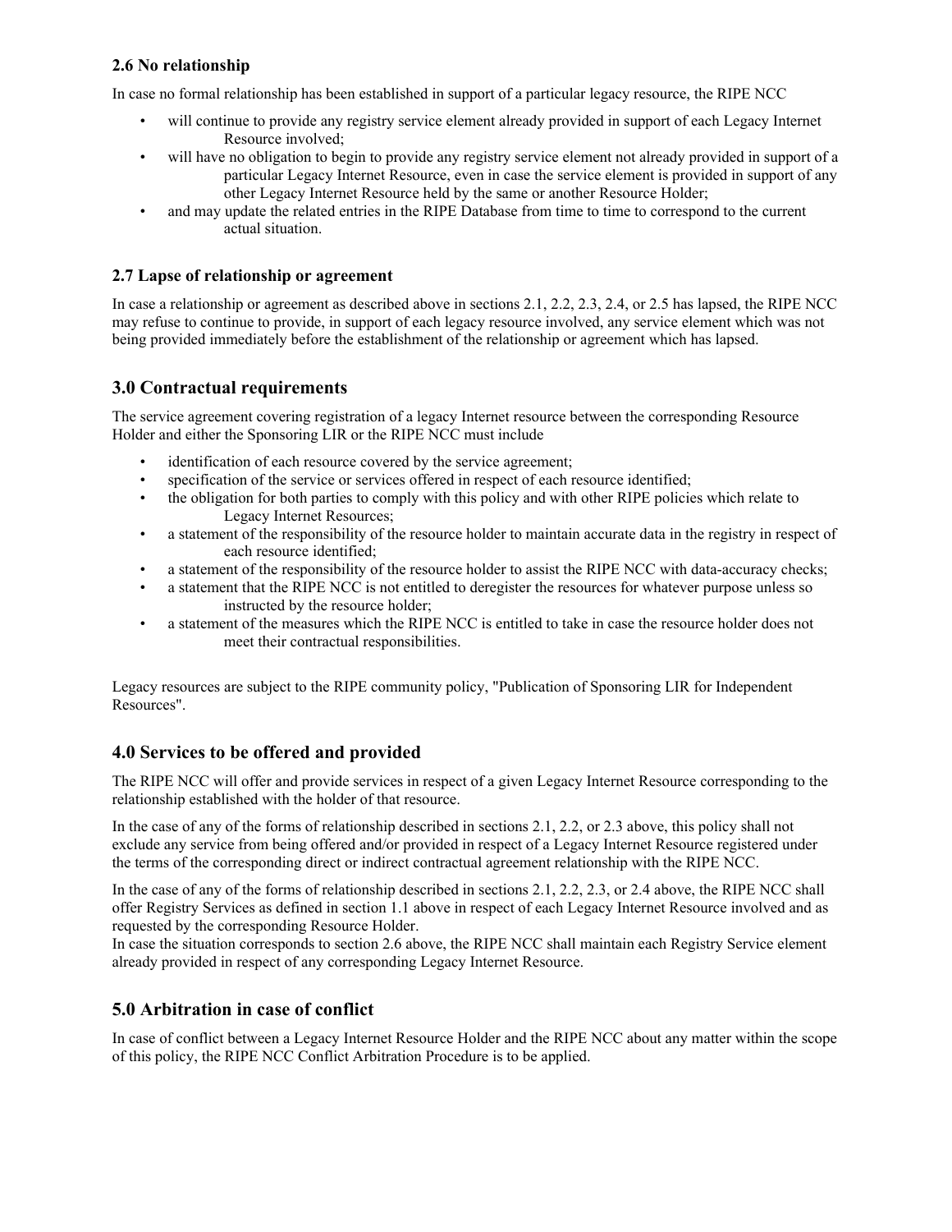### 2.6 No relationship

In case no formal relationship has been established in support of a particular legacy resource, the RIPE NCC

- will continue to provide any registry service element already provided in support of each Legacy Internet Resource involved;
- will have no obligation to begin to provide any registry service element not already provided in support of a particular Legacy Internet Resource, even in case the service element is provided in support of any other Legacy Internet Resource held by the same or another Resource Holder;
- and may update the related entries in the RIPE Database from time to time to correspond to the current actual situation.

### 2.7 Lapse of relationship or agreement

In case a relationship or agreement as described above in sections 2.1, 2.2, 2.3, 2.4, or 2.5 has lapsed, the RIPE NCC may refuse to continue to provide, in support of each legacy resource involved, any service element which was not being provided immediately before the establishment of the relationship or agreement which has lapsed.

## 3.0 Contractual requirements

The service agreement covering registration of a legacy Internet resource between the corresponding Resource Holder and either the Sponsoring LIR or the RIPE NCC must include

- identification of each resource covered by the service agreement;
- specification of the service or services offered in respect of each resource identified;
- the obligation for both parties to comply with this policy and with other RIPE policies which relate to Legacy Internet Resources;
- a statement of the responsibility of the resource holder to maintain accurate data in the registry in respect of each resource identified;
- a statement of the responsibility of the resource holder to assist the RIPE NCC with data-accuracy checks;
- a statement that the RIPE NCC is not entitled to deregister the resources for whatever purpose unless so instructed by the resource holder;
- a statement of the measures which the RIPE NCC is entitled to take in case the resource holder does not meet their contractual responsibilities.

Legacy resources are subject to the RIPE community policy, "Publication of Sponsoring LIR for Independent Resources".

## 4.0 Services to be offered and provided

The RIPE NCC will offer and provide services in respect of a given Legacy Internet Resource corresponding to the relationship established with the holder of that resource.

In the case of any of the forms of relationship described in sections 2.1, 2.2, or 2.3 above, this policy shall not exclude any service from being offered and/or provided in respect of a Legacy Internet Resource registered under the terms of the corresponding direct or indirect contractual agreement relationship with the RIPE NCC.

In the case of any of the forms of relationship described in sections 2.1, 2.2, 2.3, or 2.4 above, the RIPE NCC shall offer Registry Services as defined in section 1.1 above in respect of each Legacy Internet Resource involved and as requested by the corresponding Resource Holder.
In case the situation corresponds to section 2.6 above, the RIPE NCC shall maintain each Registry Service element already provided in respect of any corresponding Legacy Internet Resource.

## 5.0 Arbitration in case of conflict

In case of conflict between a Legacy Internet Resource Holder and the RIPE NCC about any matter within the scope of this policy, the RIPE NCC Conflict Arbitration Procedure is to be applied.